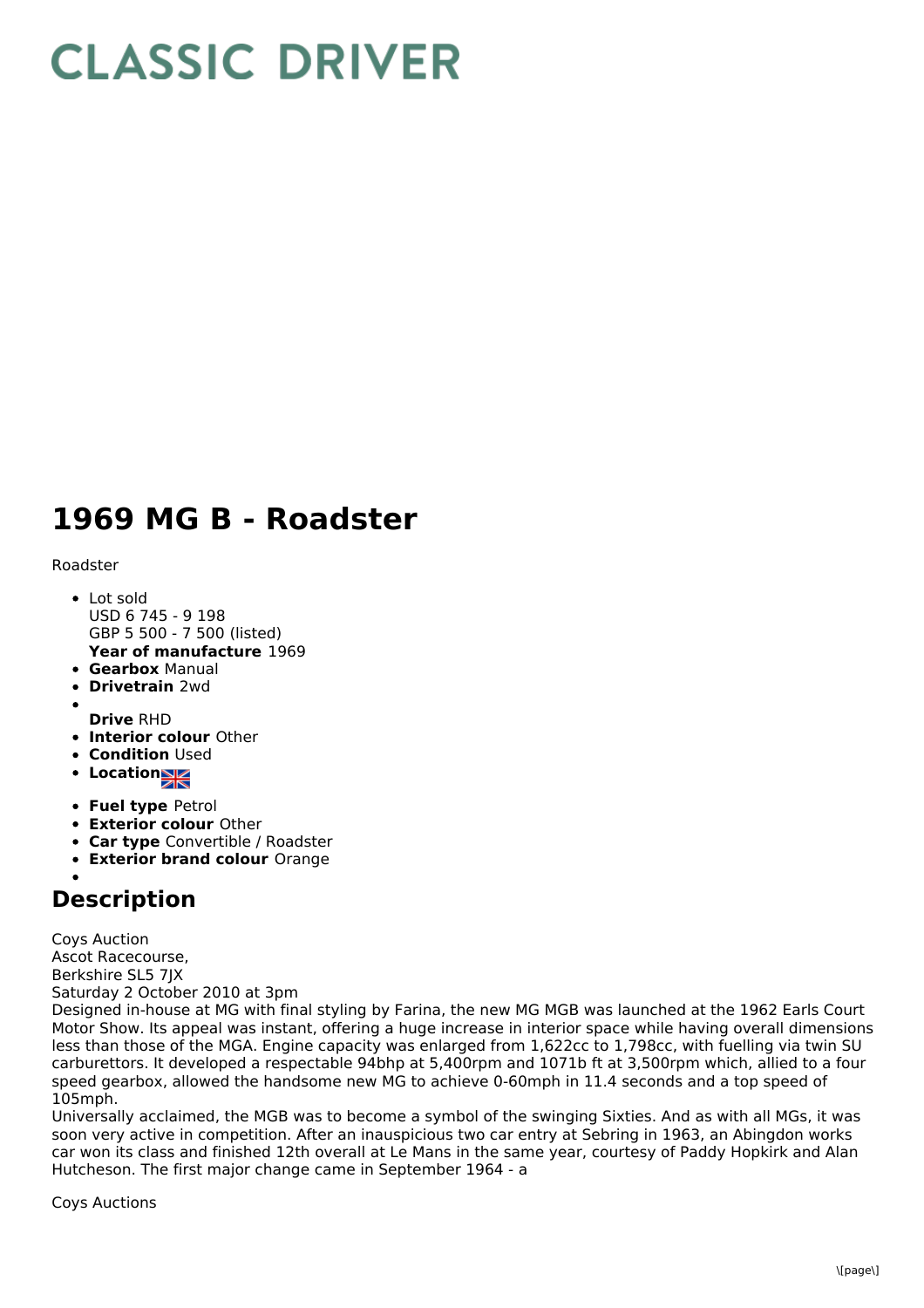# CLASSIC DRIVER

# 1969 MG B - Roadster

Roadster

- Lot sold
  USD 6 745 - 9 198
  GBP 5 500 - 7 500 (listed)
  **Year of manufacture** 1969
- **Gearbox** Manual
- **Drivetrain** 2wd
-
  **Drive** RHD
- **Interior colour** Other
- **Condition** Used
- **Location**
- **Fuel type** Petrol
- **Exterior colour** Other
- **Car type** Convertible / Roadster
- **Exterior brand colour** Orange
-

## Description

Coys Auction
Ascot Racecourse,
Berkshire SL5 7JX
Saturday 2 October 2010 at 3pm
Designed in-house at MG with final styling by Farina, the new MG MGB was launched at the 1962 Earls Court Motor Show. Its appeal was instant, offering a huge increase in interior space while having overall dimensions less than those of the MGA. Engine capacity was enlarged from 1,622cc to 1,798cc, with fuelling via twin SU carburettors. It developed a respectable 94bhp at 5,400rpm and 1071b ft at 3,500rpm which, allied to a four speed gearbox, allowed the handsome new MG to achieve 0-60mph in 11.4 seconds and a top speed of 105mph.
Universally acclaimed, the MGB was to become a symbol of the swinging Sixties. And as with all MGs, it was soon very active in competition. After an inauspicious two car entry at Sebring in 1963, an Abingdon works car won its class and finished 12th overall at Le Mans in the same year, courtesy of Paddy Hopkirk and Alan Hutcheson. The first major change came in September 1964 - a

Coys Auctions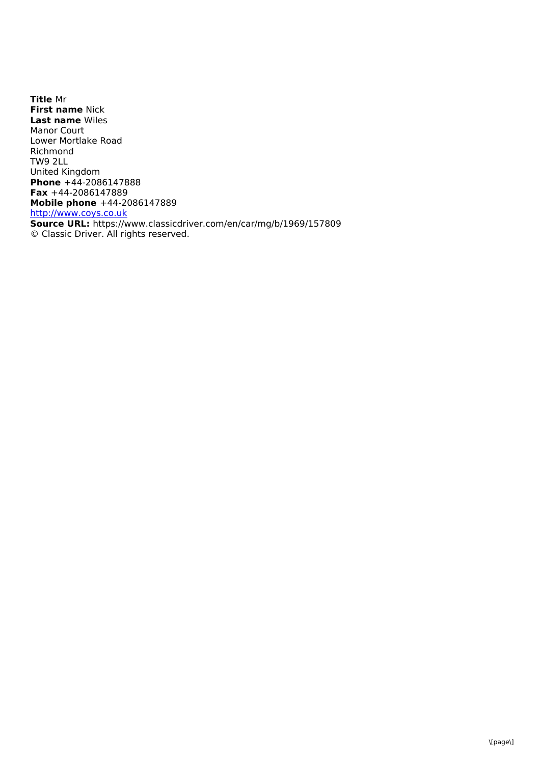**Title** Mr
**First name** Nick
**Last name** Wiles
Manor Court
Lower Mortlake Road
Richmond
TW9 2LL
United Kingdom
**Phone** +44-2086147888
**Fax** +44-2086147889
**Mobile phone** +44-2086147889
[http://www.coys.co.uk](http://www.coys.co.uk)
**Source URL:** https://www.classicdriver.com/en/car/mg/b/1969/157809
© Classic Driver. All rights reserved.